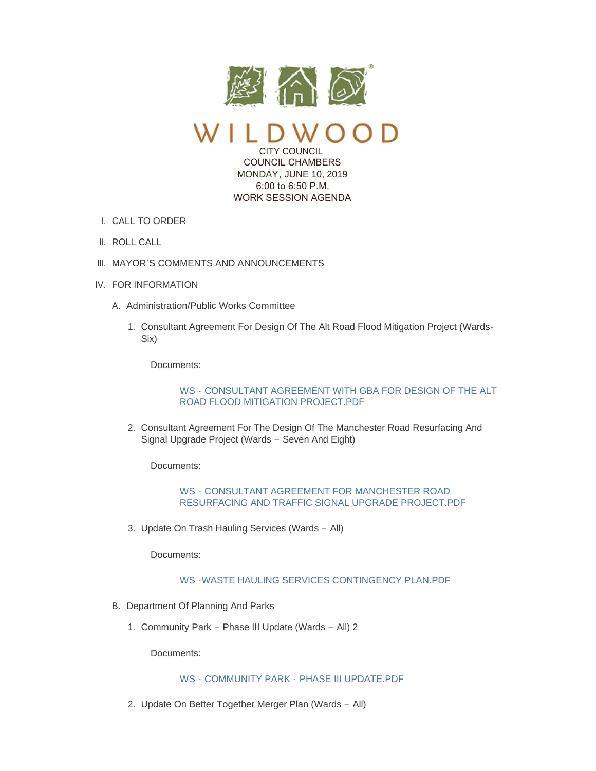# WILDWOOD

CITY COUNCIL
COUNCIL CHAMBERS
MONDAY, JUNE 10, 2019
6:00 to 6:50 P.M.
WORK SESSION AGENDA

I. CALL TO ORDER

II. ROLL CALL

III. MAYOR'S COMMENTS AND ANNOUNCEMENTS

IV. FOR INFORMATION

A. Administration/Public Works Committee

1. Consultant Agreement For Design Of The Alt Road Flood Mitigation Project (Wards-Six)

   Documents:

   WS - CONSULTANT AGREEMENT WITH GBA FOR DESIGN OF THE ALT ROAD FLOOD MITIGATION PROJECT.PDF

2. Consultant Agreement For The Design Of The Manchester Road Resurfacing And Signal Upgrade Project (Wards – Seven And Eight)

   Documents:

   WS - CONSULTANT AGREEMENT FOR MANCHESTER ROAD RESURFACING AND TRAFFIC SIGNAL UPGRADE PROJECT.PDF

3. Update On Trash Hauling Services (Wards – All)

   Documents:

   WS -WASTE HAULING SERVICES CONTINGENCY PLAN.PDF

B. Department Of Planning And Parks

1. Community Park – Phase III Update (Wards – All) 2

   Documents:

   WS - COMMUNITY PARK - PHASE III UPDATE.PDF

2. Update On Better Together Merger Plan (Wards – All)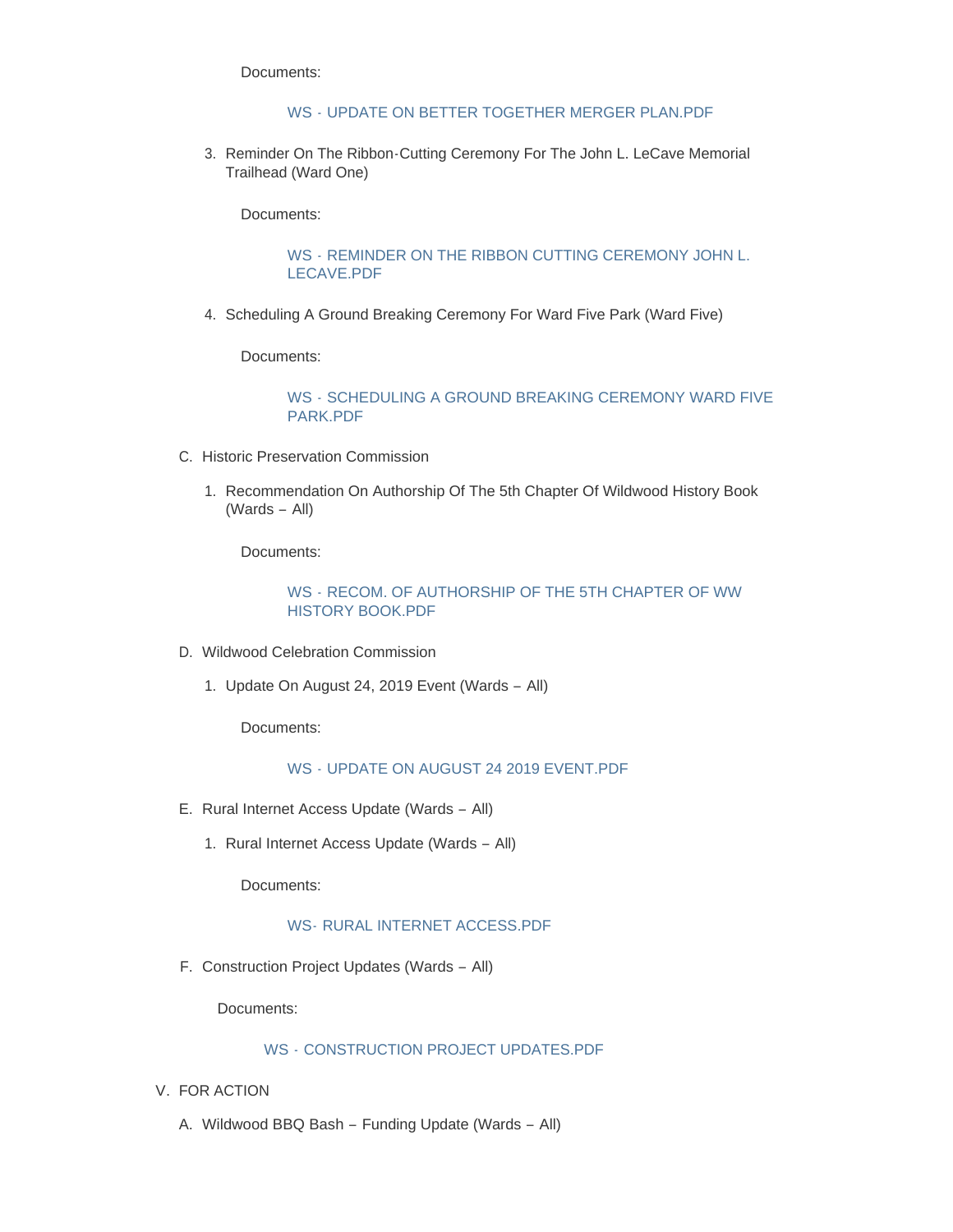Documents:

WS - UPDATE ON BETTER TOGETHER MERGER PLAN.PDF

3. Reminder On The Ribbon-Cutting Ceremony For The John L. LeCave Memorial Trailhead (Ward One)

   Documents:

   WS - REMINDER ON THE RIBBON CUTTING CEREMONY JOHN L. LECAVE.PDF

4. Scheduling A Ground Breaking Ceremony For Ward Five Park (Ward Five)

   Documents:

   WS - SCHEDULING A GROUND BREAKING CEREMONY WARD FIVE PARK.PDF

C. Historic Preservation Commission

   1. Recommendation On Authorship Of The 5th Chapter Of Wildwood History Book (Wards – All)

      Documents:

      WS - RECOM. OF AUTHORSHIP OF THE 5TH CHAPTER OF WW HISTORY BOOK.PDF

D. Wildwood Celebration Commission

   1. Update On August 24, 2019 Event (Wards – All)

      Documents:

      WS - UPDATE ON AUGUST 24 2019 EVENT.PDF

E. Rural Internet Access Update (Wards – All)

   1. Rural Internet Access Update (Wards – All)

      Documents:

      WS- RURAL INTERNET ACCESS.PDF

F. Construction Project Updates (Wards – All)

   Documents:

   WS - CONSTRUCTION PROJECT UPDATES.PDF

V. FOR ACTION

   A. Wildwood BBQ Bash – Funding Update (Wards – All)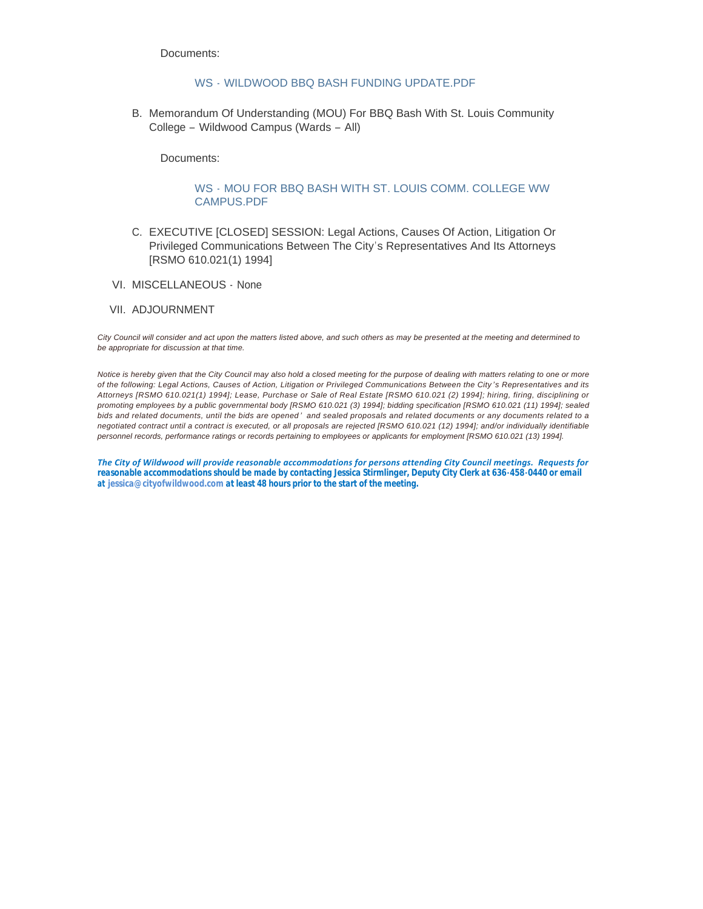Documents:

WS - WILDWOOD BBQ BASH FUNDING UPDATE.PDF

B. Memorandum Of Understanding (MOU) For BBQ Bash With St. Louis Community College – Wildwood Campus (Wards – All)

Documents:

WS - MOU FOR BBQ BASH WITH ST. LOUIS COMM. COLLEGE WW CAMPUS.PDF

C. EXECUTIVE [CLOSED] SESSION: Legal Actions, Causes Of Action, Litigation Or Privileged Communications Between The City's Representatives And Its Attorneys [RSMO 610.021(1) 1994]

VI. MISCELLANEOUS - None

VII. ADJOURNMENT

*City Council will consider and act upon the matters listed above, and such others as may be presented at the meeting and determined to be appropriate for discussion at that time.*

*Notice is hereby given that the City Council may also hold a closed meeting for the purpose of dealing with matters relating to one or more of the following: Legal Actions, Causes of Action, Litigation or Privileged Communications Between the City's Representatives and its Attorneys [RSMO 610.021(1) 1994]; Lease, Purchase or Sale of Real Estate [RSMO 610.021 (2) 1994]; hiring, firing, disciplining or promoting employees by a public governmental body [RSMO 610.021 (3) 1994]; bidding specification [RSMO 610.021 (11) 1994]; sealed bids and related documents, until the bids are opened' and sealed proposals and related documents or any documents related to a negotiated contract until a contract is executed, or all proposals are rejected [RSMO 610.021 (12) 1994]; and/or individually identifiable personnel records, performance ratings or records pertaining to employees or applicants for employment [RSMO 610.021 (13) 1994].*

***The City of Wildwood will provide reasonable accommodations for persons attending City Council meetings. Requests for reasonable accommodations should be made by contacting Jessica Stirmlinger, Deputy City Clerk at 636-458-0440 or email at jessica@cityofwildwood.com at least 48 hours prior to the start of the meeting.***